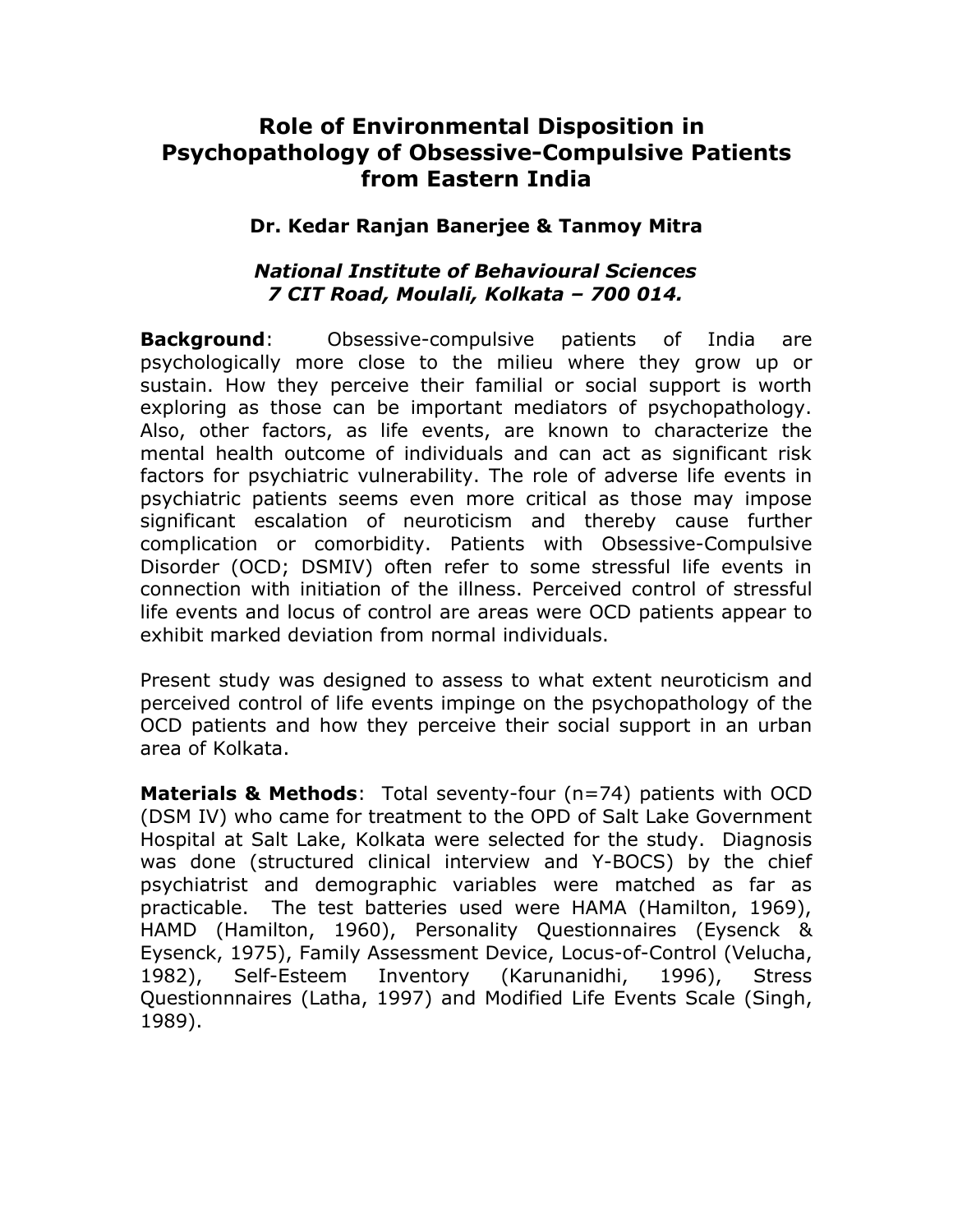# Role of Environmental Disposition in Psychopathology of Obsessive-Compulsive Patients from Eastern India

**Dr. Kedar Ranjan Banerjee & Tanmoy Mitra**

***National Institute of Behavioural Sciences***
***7 CIT Road, Moulali, Kolkata – 700 014.***

**Background**: Obsessive-compulsive patients of India are psychologically more close to the milieu where they grow up or sustain. How they perceive their familial or social support is worth exploring as those can be important mediators of psychopathology. Also, other factors, as life events, are known to characterize the mental health outcome of individuals and can act as significant risk factors for psychiatric vulnerability. The role of adverse life events in psychiatric patients seems even more critical as those may impose significant escalation of neuroticism and thereby cause further complication or comorbidity. Patients with Obsessive-Compulsive Disorder (OCD; DSMIV) often refer to some stressful life events in connection with initiation of the illness. Perceived control of stressful life events and locus of control are areas were OCD patients appear to exhibit marked deviation from normal individuals.

Present study was designed to assess to what extent neuroticism and perceived control of life events impinge on the psychopathology of the OCD patients and how they perceive their social support in an urban area of Kolkata.

**Materials & Methods**: Total seventy-four (n=74) patients with OCD (DSM IV) who came for treatment to the OPD of Salt Lake Government Hospital at Salt Lake, Kolkata were selected for the study. Diagnosis was done (structured clinical interview and Y-BOCS) by the chief psychiatrist and demographic variables were matched as far as practicable. The test batteries used were HAMA (Hamilton, 1969), HAMD (Hamilton, 1960), Personality Questionnaires (Eysenck & Eysenck, 1975), Family Assessment Device, Locus-of-Control (Velucha, 1982), Self-Esteem Inventory (Karunanidhi, 1996), Stress Questionnnaires (Latha, 1997) and Modified Life Events Scale (Singh, 1989).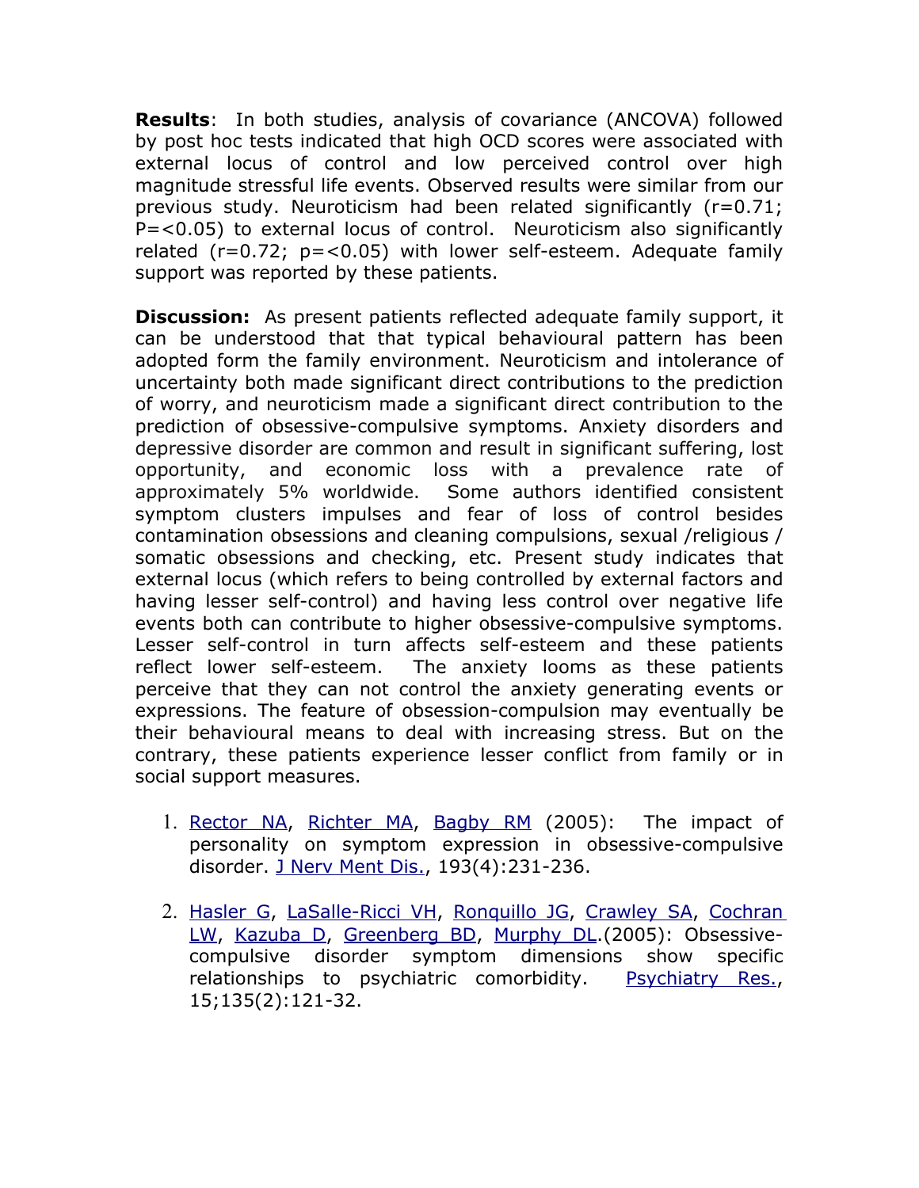**Results**: In both studies, analysis of covariance (ANCOVA) followed by post hoc tests indicated that high OCD scores were associated with external locus of control and low perceived control over high magnitude stressful life events. Observed results were similar from our previous study. Neuroticism had been related significantly ($r=0.71$; $P=<0.05$) to external locus of control. Neuroticism also significantly related ($r=0.72$; $p=<0.05$) with lower self-esteem. Adequate family support was reported by these patients.

**Discussion:** As present patients reflected adequate family support, it can be understood that that typical behavioural pattern has been adopted form the family environment. Neuroticism and intolerance of uncertainty both made significant direct contributions to the prediction of worry, and neuroticism made a significant direct contribution to the prediction of obsessive-compulsive symptoms. Anxiety disorders and depressive disorder are common and result in significant suffering, lost opportunity, and economic loss with a prevalence rate of approximately 5% worldwide. Some authors identified consistent symptom clusters impulses and fear of loss of control besides contamination obsessions and cleaning compulsions, sexual /religious / somatic obsessions and checking, etc. Present study indicates that external locus (which refers to being controlled by external factors and having lesser self-control) and having less control over negative life events both can contribute to higher obsessive-compulsive symptoms. Lesser self-control in turn affects self-esteem and these patients reflect lower self-esteem. The anxiety looms as these patients perceive that they can not control the anxiety generating events or expressions. The feature of obsession-compulsion may eventually be their behavioural means to deal with increasing stress. But on the contrary, these patients experience lesser conflict from family or in social support measures.

1. Rector NA, Richter MA, Bagby RM (2005): The impact of personality on symptom expression in obsessive-compulsive disorder. J Nerv Ment Dis., 193(4):231-236.

2. Hasler G, LaSalle-Ricci VH, Ronquillo JG, Crawley SA, Cochran LW, Kazuba D, Greenberg BD, Murphy DL.(2005): Obsessive-compulsive disorder symptom dimensions show specific relationships to psychiatric comorbidity. Psychiatry Res., 15;135(2):121-32.